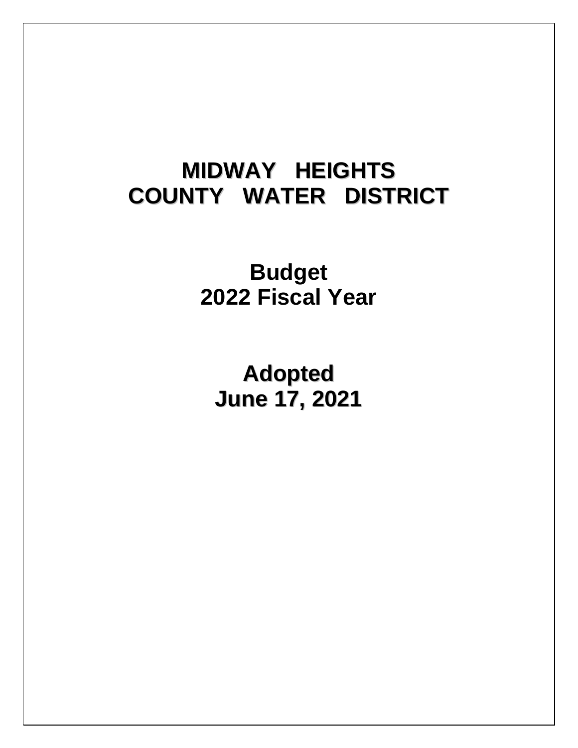# MIDWAY HEIGHTS COUNTY WATER DISTRICT

## Budget
## 2022 Fiscal Year

## Adopted
## June 17, 2021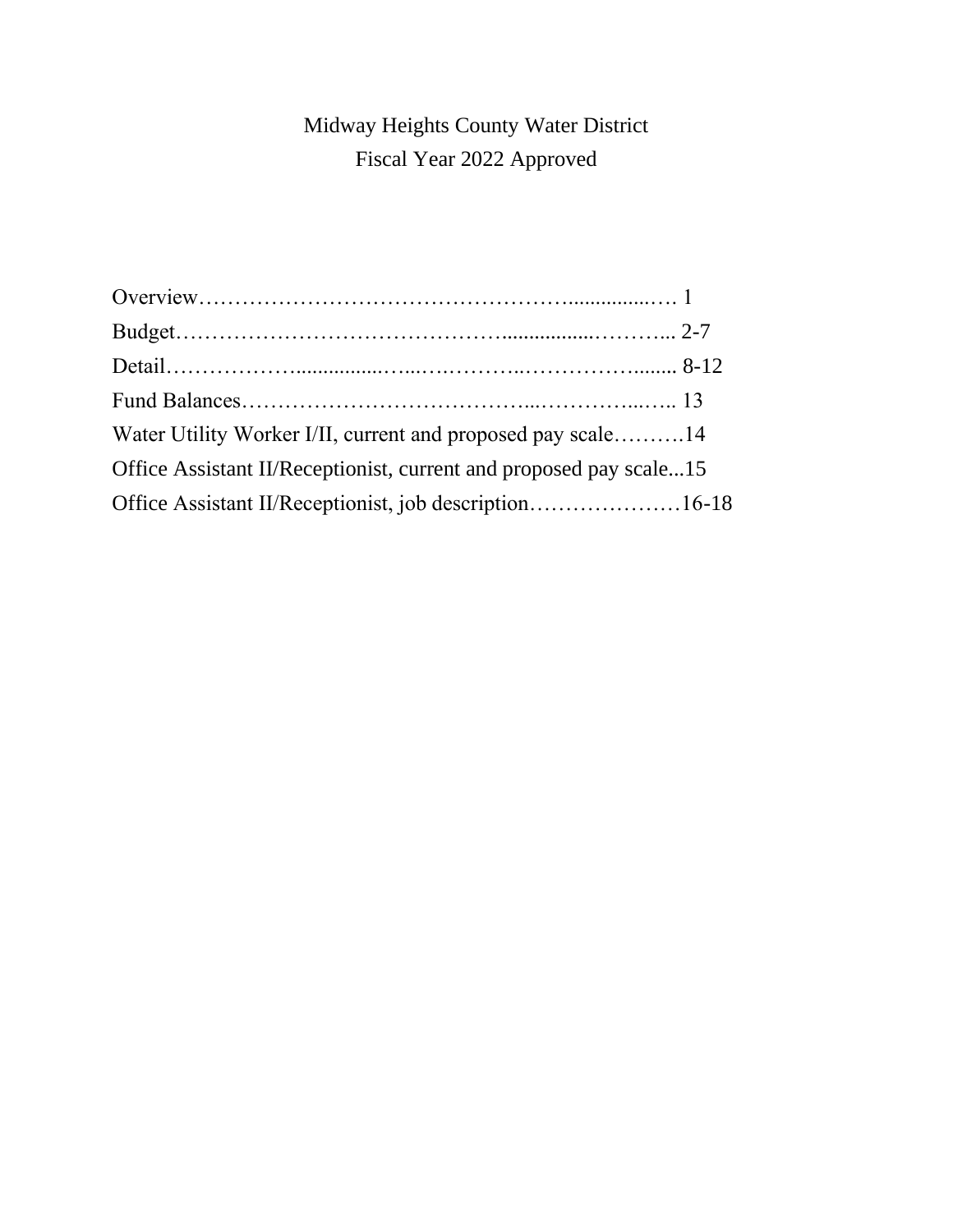# Midway Heights County Water District

## Fiscal Year 2022 Approved

Overview………………………………………….................…. 1

Budget……………………………………................………... 2-7

Detail……………….................…...….………..……………........ 8-12

Fund Balances………………………………...…………...….. 13

Water Utility Worker I/II, current and proposed pay scale……….14

Office Assistant II/Receptionist, current and proposed pay scale...15

Office Assistant II/Receptionist, job description…………………16-18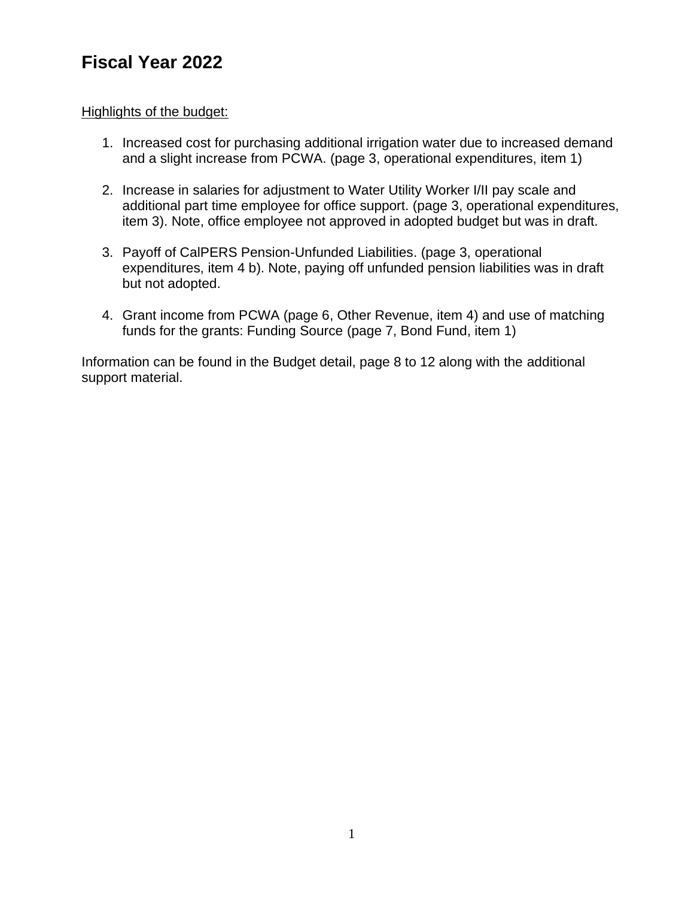# Fiscal Year 2022

Highlights of the budget:

1. Increased cost for purchasing additional irrigation water due to increased demand and a slight increase from PCWA. (page 3, operational expenditures, item 1)

2. Increase in salaries for adjustment to Water Utility Worker I/II pay scale and additional part time employee for office support. (page 3, operational expenditures, item 3). Note, office employee not approved in adopted budget but was in draft.

3. Payoff of CalPERS Pension-Unfunded Liabilities. (page 3, operational expenditures, item 4 b). Note, paying off unfunded pension liabilities was in draft but not adopted.

4. Grant income from PCWA (page 6, Other Revenue, item 4) and use of matching funds for the grants: Funding Source (page 7, Bond Fund, item 1)

Information can be found in the Budget detail, page 8 to 12 along with the additional support material.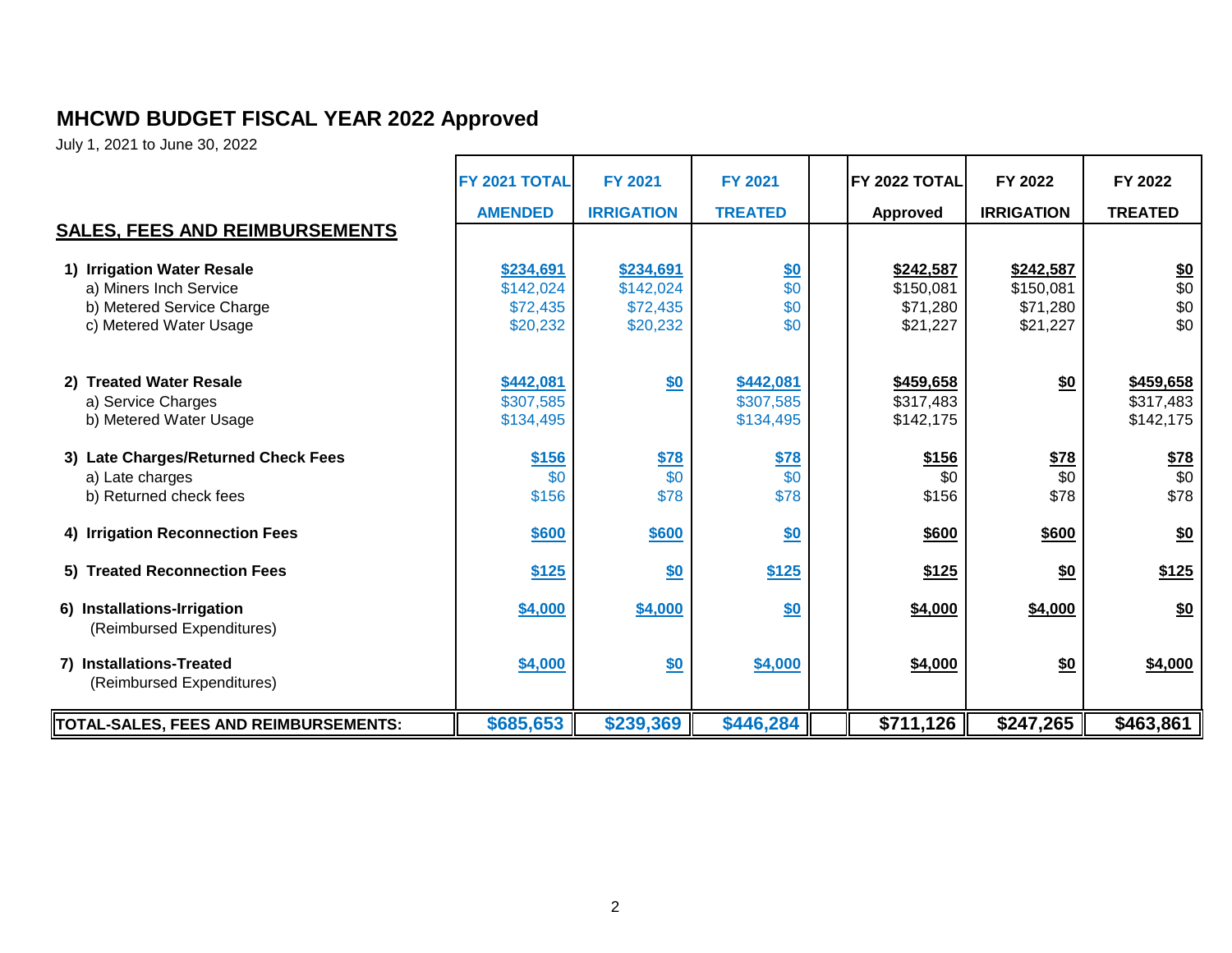# MHCWD BUDGET FISCAL YEAR 2022 Approved

July 1, 2021 to June 30, 2022

| SALES, FEES AND REIMBURSEMENTS | FY 2021 TOTAL AMENDED | FY 2021 IRRIGATION | FY 2021 TREATED | | FY 2022 TOTAL Approved | FY 2022 IRRIGATION | FY 2022 TREATED |
|---|---|---|---|---|---|---|---|
| **1) Irrigation Water Resale** | $234,691 | $234,691 | $0 | | $242,587 | $242,587 | $0 |
| a) Miners Inch Service | $142,024 | $142,024 | $0 | | $150,081 | $150,081 | $0 |
| b) Metered Service Charge | $72,435 | $72,435 | $0 | | $71,280 | $71,280 | $0 |
| c) Metered Water Usage | $20,232 | $20,232 | $0 | | $21,227 | $21,227 | $0 |
| **2) Treated Water Resale** | $442,081 | $0 | $442,081 | | $459,658 | $0 | $459,658 |
| a) Service Charges | $307,585 | | $307,585 | | $317,483 | | $317,483 |
| b) Metered Water Usage | $134,495 | | $134,495 | | $142,175 | | $142,175 |
| **3) Late Charges/Returned Check Fees** | $156 | $78 | $78 | | $156 | $78 | $78 |
| a) Late charges | $0 | $0 | $0 | | $0 | $0 | $0 |
| b) Returned check fees | $156 | $78 | $78 | | $156 | $78 | $78 |
| **4) Irrigation Reconnection Fees** | $600 | $600 | $0 | | $600 | $600 | $0 |
| **5) Treated Reconnection Fees** | $125 | $0 | $125 | | $125 | $0 | $125 |
| **6) Installations-Irrigation** (Reimbursed Expenditures) | $4,000 | $4,000 | $0 | | $4,000 | $4,000 | $0 |
| **7) Installations-Treated** (Reimbursed Expenditures) | $4,000 | $0 | $4,000 | | $4,000 | $0 | $4,000 |
| **TOTAL-SALES, FEES AND REIMBURSEMENTS:** | **$685,653** | **$239,369** | **$446,284** | | **$711,126** | **$247,265** | **$463,861** |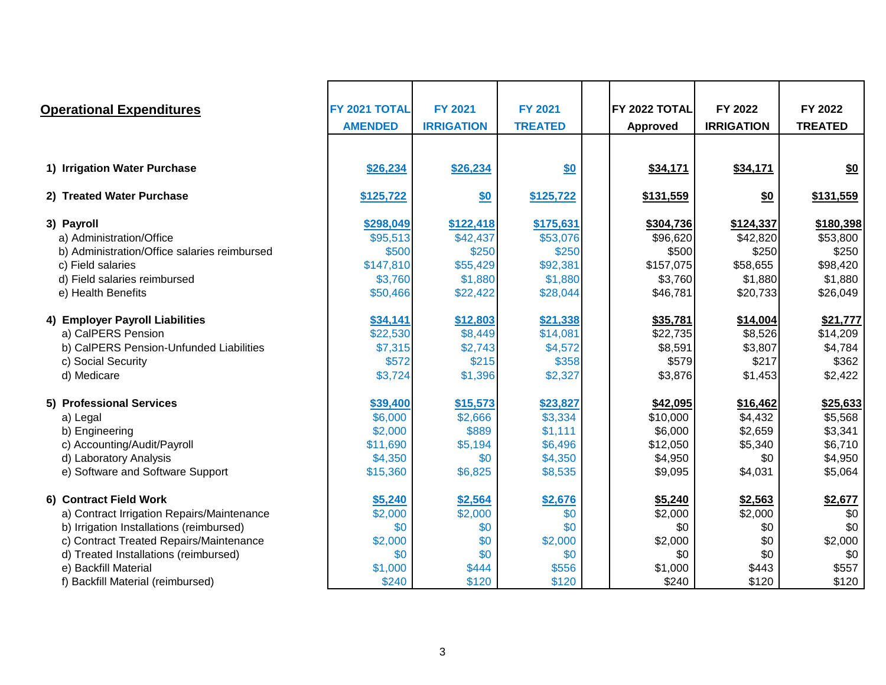| Operational Expenditures | FY 2021 TOTAL AMENDED | FY 2021 IRRIGATION | FY 2021 TREATED | | FY 2022 TOTAL Approved | FY 2022 IRRIGATION | FY 2022 TREATED |
|---|---|---|---|---|---|---|---|
| **1) Irrigation Water Purchase** | **$26,234** | **$26,234** | **$0** | | **$34,171** | **$34,171** | **$0** |
| **2) Treated Water Purchase** | **$125,722** | **$0** | **$125,722** | | **$131,559** | **$0** | **$131,559** |
| **3) Payroll** | **$298,049** | **$122,418** | **$175,631** | | **$304,736** | **$124,337** | **$180,398** |
| a) Administration/Office | $95,513 | $42,437 | $53,076 | | $96,620 | $42,820 | $53,800 |
| b) Administration/Office salaries reimbursed | $500 | $250 | $250 | | $500 | $250 | $250 |
| c) Field salaries | $147,810 | $55,429 | $92,381 | | $157,075 | $58,655 | $98,420 |
| d) Field salaries reimbursed | $3,760 | $1,880 | $1,880 | | $3,760 | $1,880 | $1,880 |
| e) Health Benefits | $50,466 | $22,422 | $28,044 | | $46,781 | $20,733 | $26,049 |
| **4) Employer Payroll Liabilities** | **$34,141** | **$12,803** | **$21,338** | | **$35,781** | **$14,004** | **$21,777** |
| a) CalPERS Pension | $22,530 | $8,449 | $14,081 | | $22,735 | $8,526 | $14,209 |
| b) CalPERS Pension-Unfunded Liabilities | $7,315 | $2,743 | $4,572 | | $8,591 | $3,807 | $4,784 |
| c) Social Security | $572 | $215 | $358 | | $579 | $217 | $362 |
| d) Medicare | $3,724 | $1,396 | $2,327 | | $3,876 | $1,453 | $2,422 |
| **5) Professional Services** | **$39,400** | **$15,573** | **$23,827** | | **$42,095** | **$16,462** | **$25,633** |
| a) Legal | $6,000 | $2,666 | $3,334 | | $10,000 | $4,432 | $5,568 |
| b) Engineering | $2,000 | $889 | $1,111 | | $6,000 | $2,659 | $3,341 |
| c) Accounting/Audit/Payroll | $11,690 | $5,194 | $6,496 | | $12,050 | $5,340 | $6,710 |
| d) Laboratory Analysis | $4,350 | $0 | $4,350 | | $4,950 | $0 | $4,950 |
| e) Software and Software Support | $15,360 | $6,825 | $8,535 | | $9,095 | $4,031 | $5,064 |
| **6) Contract Field Work** | **$5,240** | **$2,564** | **$2,676** | | **$5,240** | **$2,563** | **$2,677** |
| a) Contract Irrigation Repairs/Maintenance | $2,000 | $2,000 | $0 | | $2,000 | $2,000 | $0 |
| b) Irrigation Installations (reimbursed) | $0 | $0 | $0 | | $0 | $0 | $0 |
| c) Contract Treated Repairs/Maintenance | $2,000 | $0 | $2,000 | | $2,000 | $0 | $2,000 |
| d) Treated Installations (reimbursed) | $0 | $0 | $0 | | $0 | $0 | $0 |
| e) Backfill Material | $1,000 | $444 | $556 | | $1,000 | $443 | $557 |
| f) Backfill Material (reimbursed) | $240 | $120 | $120 | | $240 | $120 | $120 |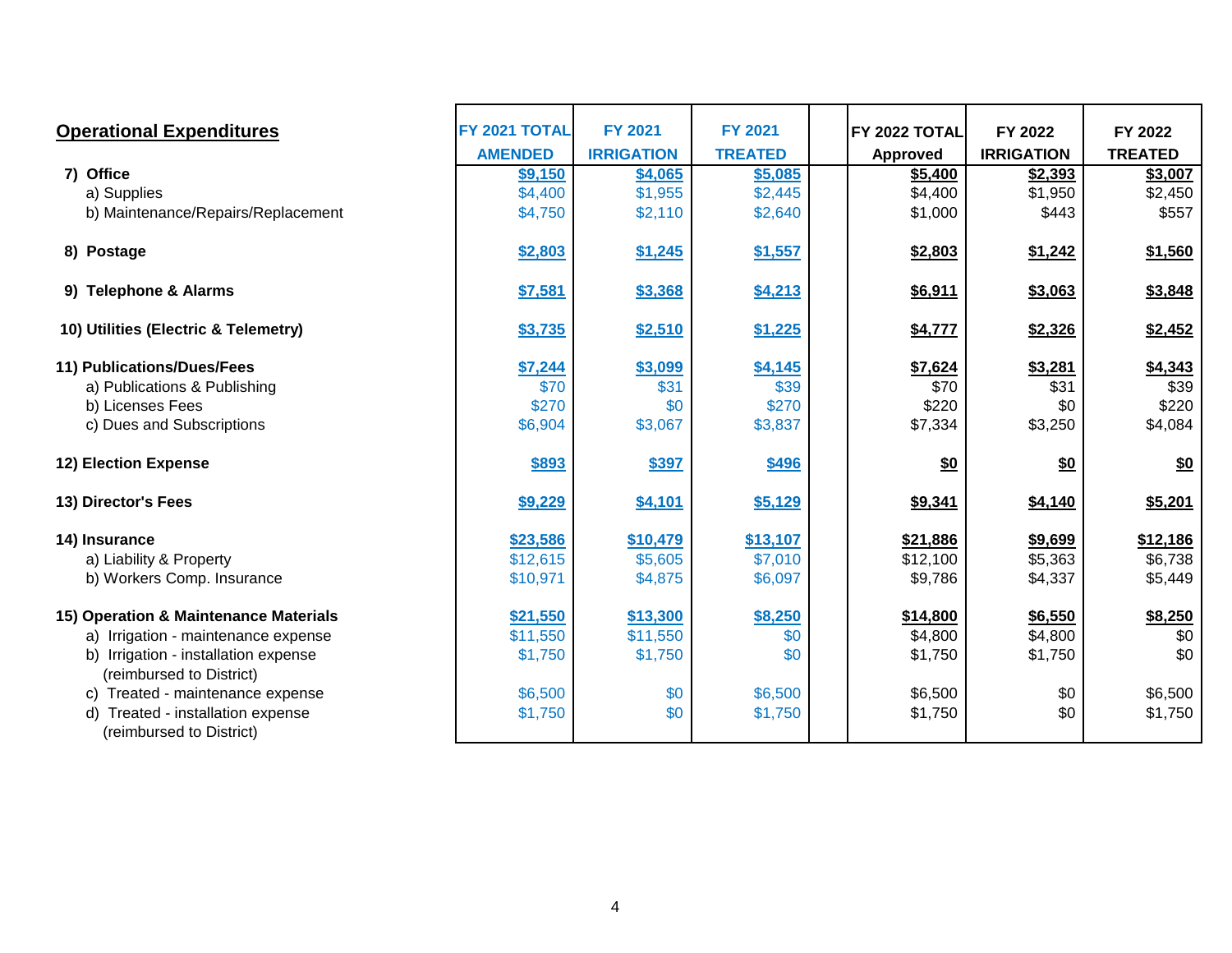| Operational Expenditures | FY 2021 TOTAL AMENDED | FY 2021 IRRIGATION | FY 2021 TREATED | | FY 2022 TOTAL Approved | FY 2022 IRRIGATION | FY 2022 TREATED |
|---|---|---|---|---|---|---|---|
| **7) Office** | **$9,150** | **$4,065** | **$5,085** | | **$5,400** | **$2,393** | **$3,007** |
| a) Supplies | $4,400 | $1,955 | $2,445 | | $4,400 | $1,950 | $2,450 |
| b) Maintenance/Repairs/Replacement | $4,750 | $2,110 | $2,640 | | $1,000 | $443 | $557 |
| **8) Postage** | **$2,803** | **$1,245** | **$1,557** | | **$2,803** | **$1,242** | **$1,560** |
| **9) Telephone & Alarms** | **$7,581** | **$3,368** | **$4,213** | | **$6,911** | **$3,063** | **$3,848** |
| **10) Utilities (Electric & Telemetry)** | **$3,735** | **$2,510** | **$1,225** | | **$4,777** | **$2,326** | **$2,452** |
| **11) Publications/Dues/Fees** | **$7,244** | **$3,099** | **$4,145** | | **$7,624** | **$3,281** | **$4,343** |
| a) Publications & Publishing | $70 | $31 | $39 | | $70 | $31 | $39 |
| b) Licenses Fees | $270 | $0 | $270 | | $220 | $0 | $220 |
| c) Dues and Subscriptions | $6,904 | $3,067 | $3,837 | | $7,334 | $3,250 | $4,084 |
| **12) Election Expense** | **$893** | **$397** | **$496** | | **$0** | **$0** | **$0** |
| **13) Director's Fees** | **$9,229** | **$4,101** | **$5,129** | | **$9,341** | **$4,140** | **$5,201** |
| **14) Insurance** | **$23,586** | **$10,479** | **$13,107** | | **$21,886** | **$9,699** | **$12,186** |
| a) Liability & Property | $12,615 | $5,605 | $7,010 | | $12,100 | $5,363 | $6,738 |
| b) Workers Comp. Insurance | $10,971 | $4,875 | $6,097 | | $9,786 | $4,337 | $5,449 |
| **15) Operation & Maintenance Materials** | **$21,550** | **$13,300** | **$8,250** | | **$14,800** | **$6,550** | **$8,250** |
| a) Irrigation - maintenance expense | $11,550 | $11,550 | $0 | | $4,800 | $4,800 | $0 |
| b) Irrigation - installation expense (reimbursed to District) | $1,750 | $1,750 | $0 | | $1,750 | $1,750 | $0 |
| c) Treated - maintenance expense | $6,500 | $0 | $6,500 | | $6,500 | $0 | $6,500 |
| d) Treated - installation expense (reimbursed to District) | $1,750 | $0 | $1,750 | | $1,750 | $0 | $1,750 |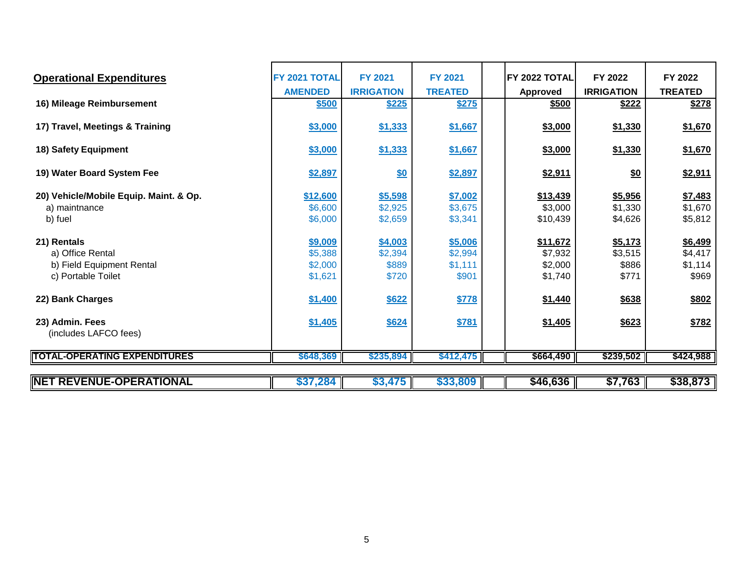| Operational Expenditures | FY 2021 TOTAL AMENDED | FY 2021 IRRIGATION | FY 2021 TREATED | | FY 2022 TOTAL Approved | FY 2022 IRRIGATION | FY 2022 TREATED |
|---|---|---|---|---|---|---|---|
| **16) Mileage Reimbursement** | **$500** | **$225** | **$275** | | **$500** | **$222** | **$278** |
| **17) Travel, Meetings & Training** | **$3,000** | **$1,333** | **$1,667** | | **$3,000** | **$1,330** | **$1,670** |
| **18) Safety Equipment** | **$3,000** | **$1,333** | **$1,667** | | **$3,000** | **$1,330** | **$1,670** |
| **19) Water Board System Fee** | **$2,897** | **$0** | **$2,897** | | **$2,911** | **$0** | **$2,911** |
| **20) Vehicle/Mobile Equip. Maint. & Op.** | **$12,600** | **$5,598** | **$7,002** | | **$13,439** | **$5,956** | **$7,483** |
| a) maintnance | $6,600 | $2,925 | $3,675 | | $3,000 | $1,330 | $1,670 |
| b) fuel | $6,000 | $2,659 | $3,341 | | $10,439 | $4,626 | $5,812 |
| **21) Rentals** | **$9,009** | **$4,003** | **$5,006** | | **$11,672** | **$5,173** | **$6,499** |
| a) Office Rental | $5,388 | $2,394 | $2,994 | | $7,932 | $3,515 | $4,417 |
| b) Field Equipment Rental | $2,000 | $889 | $1,111 | | $2,000 | $886 | $1,114 |
| c) Portable Toilet | $1,621 | $720 | $901 | | $1,740 | $771 | $969 |
| **22) Bank Charges** | **$1,400** | **$622** | **$778** | | **$1,440** | **$638** | **$802** |
| **23) Admin. Fees** (includes LAFCO fees) | **$1,405** | **$624** | **$781** | | **$1,405** | **$623** | **$782** |
| **TOTAL-OPERATING EXPENDITURES** | **$648,369** | **$235,894** | **$412,475** | | **$664,490** | **$239,502** | **$424,988** |
| **NET REVENUE-OPERATIONAL** | **$37,284** | **$3,475** | **$33,809** | | **$46,636** | **$7,763** | **$38,873** |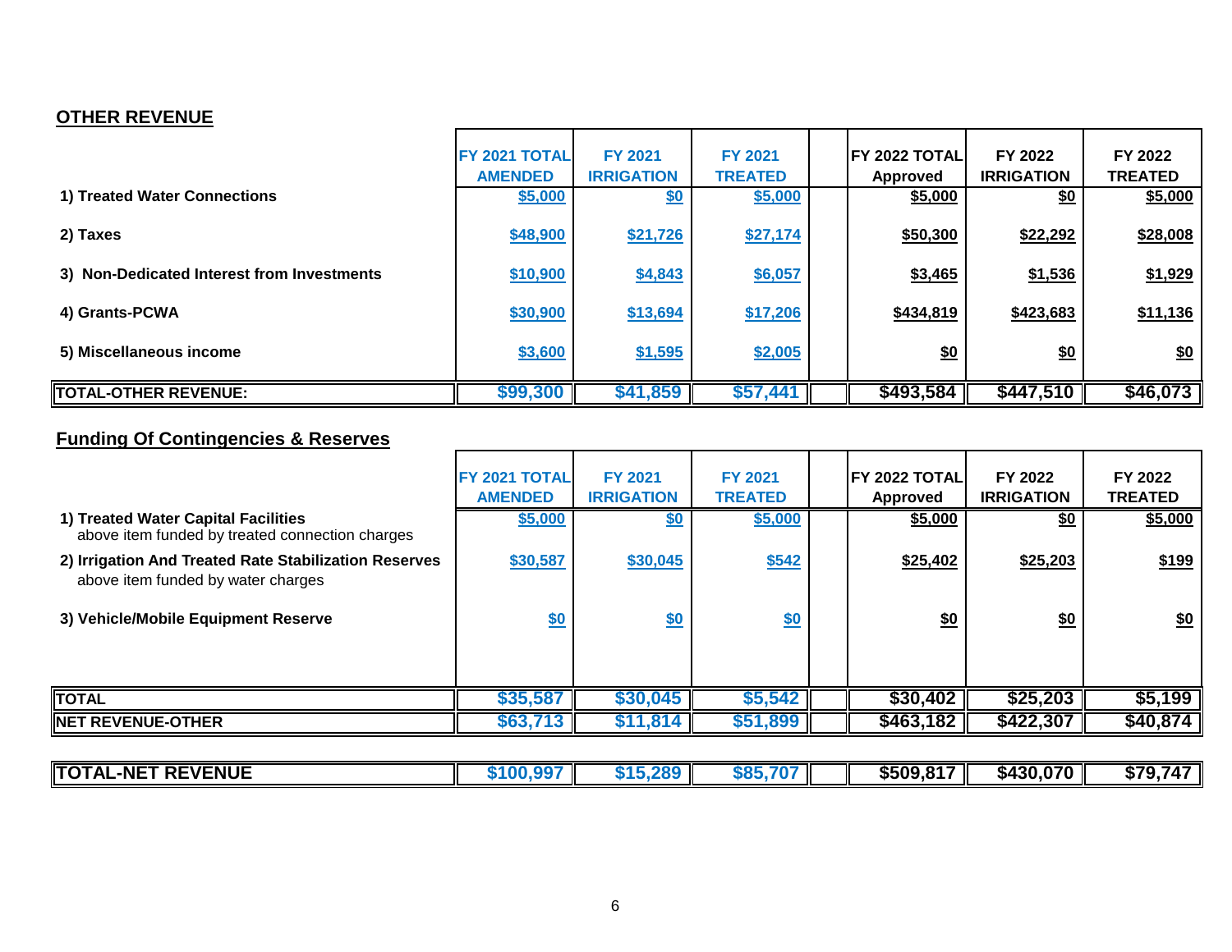## OTHER REVENUE

| | FY 2021 TOTAL AMENDED | FY 2021 IRRIGATION | FY 2021 TREATED | | FY 2022 TOTAL Approved | FY 2022 IRRIGATION | FY 2022 TREATED |
|---|---|---|---|---|---|---|---|
| 1) Treated Water Connections | $5,000 | $0 | $5,000 | | $5,000 | $0 | $5,000 |
| 2) Taxes | $48,900 | $21,726 | $27,174 | | $50,300 | $22,292 | $28,008 |
| 3) Non-Dedicated Interest from Investments | $10,900 | $4,843 | $6,057 | | $3,465 | $1,536 | $1,929 |
| 4) Grants-PCWA | $30,900 | $13,694 | $17,206 | | $434,819 | $423,683 | $11,136 |
| 5) Miscellaneous income | $3,600 | $1,595 | $2,005 | | $0 | $0 | $0 |
| **TOTAL-OTHER REVENUE:** | **$99,300** | **$41,859** | **$57,441** | | **$493,584** | **$447,510** | **$46,073** |

## Funding Of Contingencies & Reserves

| | FY 2021 TOTAL AMENDED | FY 2021 IRRIGATION | FY 2021 TREATED | | FY 2022 TOTAL Approved | FY 2022 IRRIGATION | FY 2022 TREATED |
|---|---|---|---|---|---|---|---|
| **1) Treated Water Capital Facilities** above item funded by treated connection charges | $5,000 | $0 | $5,000 | | $5,000 | $0 | $5,000 |
| **2) Irrigation And Treated Rate Stabilization Reserves** above item funded by water charges | $30,587 | $30,045 | $542 | | $25,402 | $25,203 | $199 |
| **3) Vehicle/Mobile Equipment Reserve** | $0 | $0 | $0 | | $0 | $0 | $0 |
| **TOTAL** | **$35,587** | **$30,045** | **$5,542** | | **$30,402** | **$25,203** | **$5,199** |
| **NET REVENUE-OTHER** | **$63,713** | **$11,814** | **$51,899** | | **$463,182** | **$422,307** | **$40,874** |

| | | | | | | | |
|---|---|---|---|---|---|---|---|
| **TOTAL-NET REVENUE** | **$100,997** | **$15,289** | **$85,707** | | **$509,817** | **$430,070** | **$79,747** |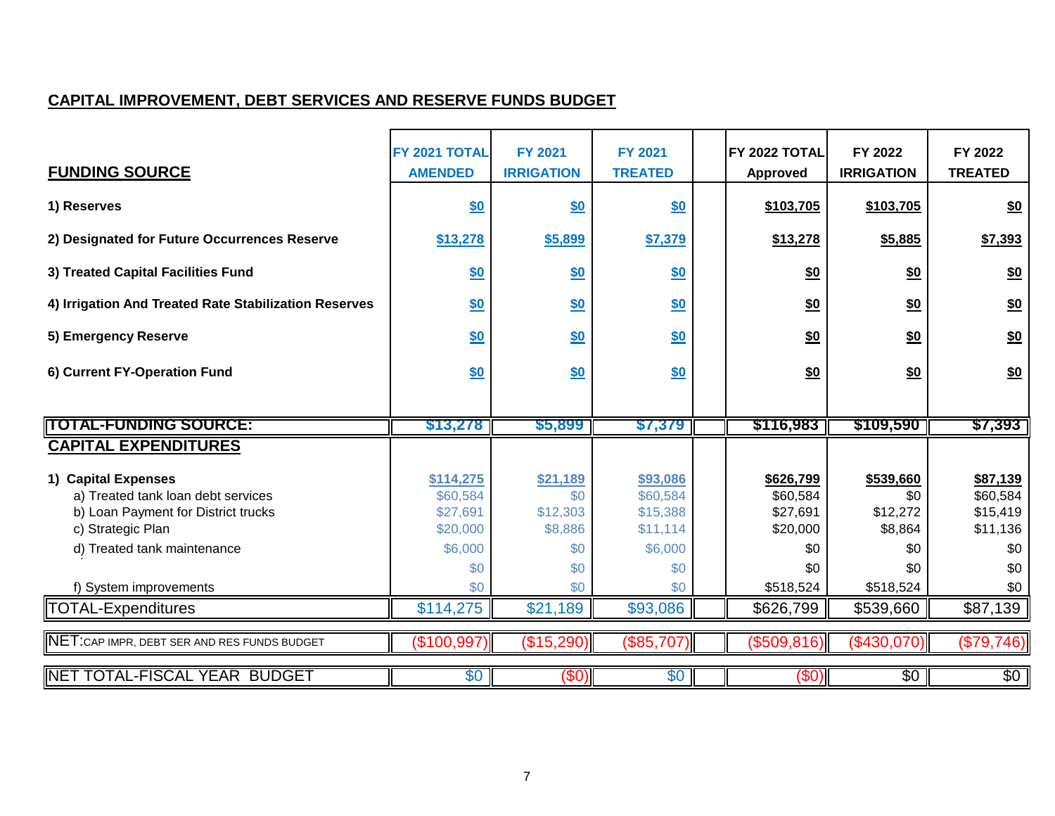## CAPITAL IMPROVEMENT, DEBT SERVICES AND RESERVE FUNDS BUDGET

| FUNDING SOURCE | FY 2021 TOTAL AMENDED | FY 2021 IRRIGATION | FY 2021 TREATED | | FY 2022 TOTAL Approved | FY 2022 IRRIGATION | FY 2022 TREATED |
|---|---|---|---|---|---|---|---|
| 1) Reserves | $0 | $0 | $0 | | $103,705 | $103,705 | $0 |
| 2) Designated for Future Occurrences Reserve | $13,278 | $5,899 | $7,379 | | $13,278 | $5,885 | $7,393 |
| 3) Treated Capital Facilities Fund | $0 | $0 | $0 | | $0 | $0 | $0 |
| 4) Irrigation And Treated Rate Stabilization Reserves | $0 | $0 | $0 | | $0 | $0 | $0 |
| 5) Emergency Reserve | $0 | $0 | $0 | | $0 | $0 | $0 |
| 6) Current FY-Operation Fund | $0 | $0 | $0 | | $0 | $0 | $0 |
| **TOTAL-FUNDING SOURCE:** | $13,278 | $5,899 | $7,379 | | $116,983 | $109,590 | $7,393 |
| **CAPITAL EXPENDITURES** | | | | | | | |
| **1) Capital Expenses** | $114,275 | $21,189 | $93,086 | | $626,799 | $539,660 | $87,139 |
| a) Treated tank loan debt services | $60,584 | $0 | $60,584 | | $60,584 | $0 | $60,584 |
| b) Loan Payment for District trucks | $27,691 | $12,303 | $15,388 | | $27,691 | $12,272 | $15,419 |
| c) Strategic Plan | $20,000 | $8,886 | $11,114 | | $20,000 | $8,864 | $11,136 |
| d) Treated tank maintenance | $6,000 | $0 | $6,000 | | $0 | $0 | $0 |
| | $0 | $0 | $0 | | $0 | $0 | $0 |
| f) System improvements | $0 | $0 | $0 | | $518,524 | $518,524 | $0 |
| TOTAL-Expenditures | $114,275 | $21,189 | $93,086 | | $626,799 | $539,660 | $87,139 |
| NET: CAP IMPR, DEBT SER AND RES FUNDS BUDGET | ($100,997) | ($15,290) | ($85,707) | | ($509,816) | ($430,070) | ($79,746) |
| NET TOTAL-FISCAL YEAR BUDGET | $0 | ($0) | $0 | | ($0) | $0 | $0 |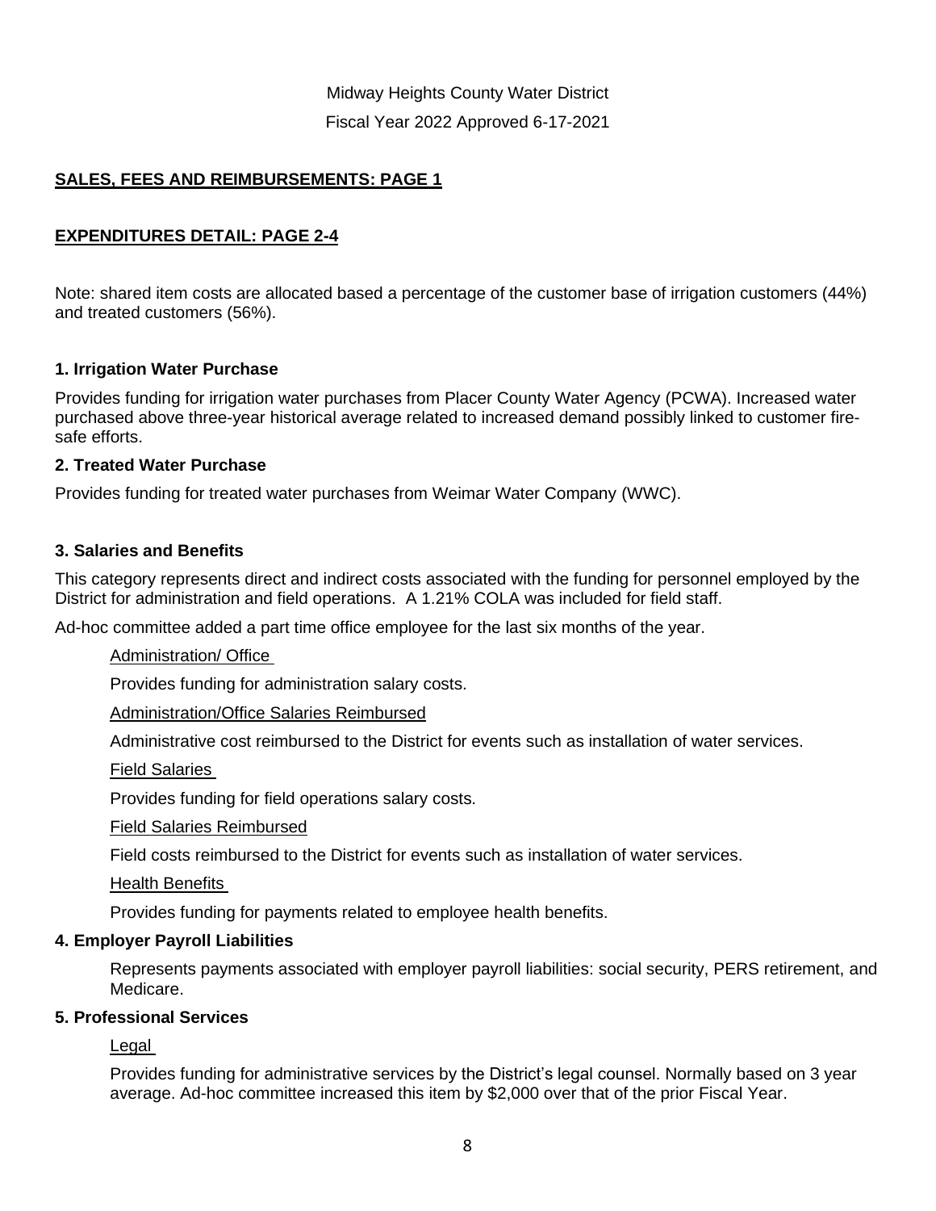Midway Heights County Water District

Fiscal Year 2022 Approved 6-17-2021

**SALES, FEES AND REIMBURSEMENTS: PAGE 1**

**EXPENDITURES DETAIL: PAGE 2-4**

Note: shared item costs are allocated based a percentage of the customer base of irrigation customers (44%) and treated customers (56%).

### 1. Irrigation Water Purchase

Provides funding for irrigation water purchases from Placer County Water Agency (PCWA). Increased water purchased above three-year historical average related to increased demand possibly linked to customer fire-safe efforts.

### 2. Treated Water Purchase

Provides funding for treated water purchases from Weimar Water Company (WWC).

### 3. Salaries and Benefits

This category represents direct and indirect costs associated with the funding for personnel employed by the District for administration and field operations. A 1.21% COLA was included for field staff.

Ad-hoc committee added a part time office employee for the last six months of the year.

Administration/ Office

Provides funding for administration salary costs.

Administration/Office Salaries Reimbursed

Administrative cost reimbursed to the District for events such as installation of water services.

Field Salaries

Provides funding for field operations salary costs.

Field Salaries Reimbursed

Field costs reimbursed to the District for events such as installation of water services.

Health Benefits

Provides funding for payments related to employee health benefits.

### 4. Employer Payroll Liabilities

Represents payments associated with employer payroll liabilities: social security, PERS retirement, and Medicare.

### 5. Professional Services

Legal

Provides funding for administrative services by the District's legal counsel. Normally based on 3 year average. Ad-hoc committee increased this item by $2,000 over that of the prior Fiscal Year.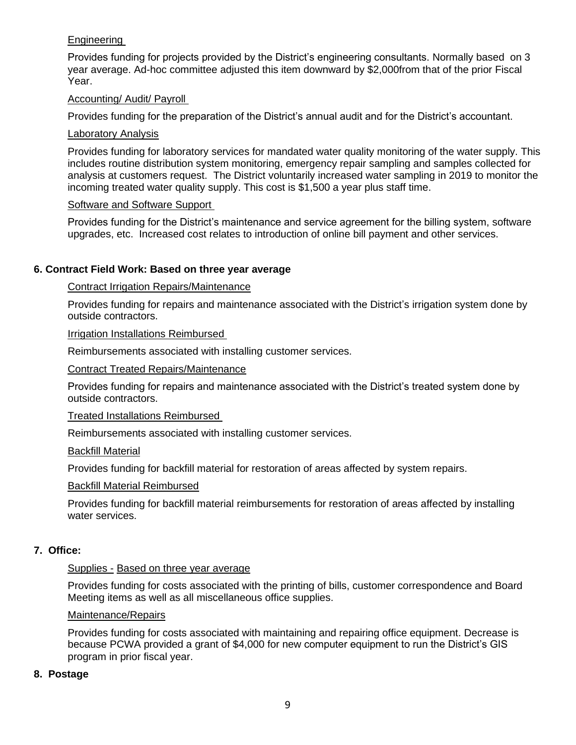Engineering

Provides funding for projects provided by the District's engineering consultants. Normally based on 3 year average. Ad-hoc committee adjusted this item downward by $2,000from that of the prior Fiscal Year.

Accounting/ Audit/ Payroll

Provides funding for the preparation of the District's annual audit and for the District's accountant.

Laboratory Analysis

Provides funding for laboratory services for mandated water quality monitoring of the water supply. This includes routine distribution system monitoring, emergency repair sampling and samples collected for analysis at customers request. The District voluntarily increased water sampling in 2019 to monitor the incoming treated water quality supply. This cost is $1,500 a year plus staff time.

Software and Software Support

Provides funding for the District's maintenance and service agreement for the billing system, software upgrades, etc. Increased cost relates to introduction of online bill payment and other services.

**6. Contract Field Work: Based on three year average**

Contract Irrigation Repairs/Maintenance

Provides funding for repairs and maintenance associated with the District's irrigation system done by outside contractors.

Irrigation Installations Reimbursed

Reimbursements associated with installing customer services.

Contract Treated Repairs/Maintenance

Provides funding for repairs and maintenance associated with the District's treated system done by outside contractors.

Treated Installations Reimbursed

Reimbursements associated with installing customer services.

Backfill Material

Provides funding for backfill material for restoration of areas affected by system repairs.

Backfill Material Reimbursed

Provides funding for backfill material reimbursements for restoration of areas affected by installing water services.

**7. Office:**

Supplies - Based on three year average

Provides funding for costs associated with the printing of bills, customer correspondence and Board Meeting items as well as all miscellaneous office supplies.

Maintenance/Repairs

Provides funding for costs associated with maintaining and repairing office equipment. Decrease is because PCWA provided a grant of $4,000 for new computer equipment to run the District's GIS program in prior fiscal year.

**8. Postage**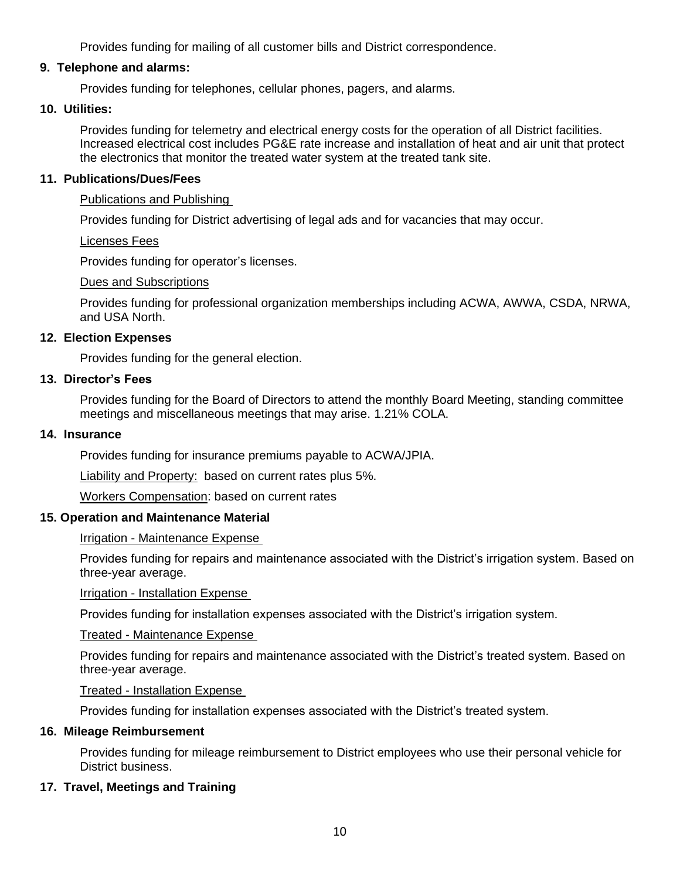Provides funding for mailing of all customer bills and District correspondence.

**9. Telephone and alarms:**

Provides funding for telephones, cellular phones, pagers, and alarms.

**10. Utilities:**

Provides funding for telemetry and electrical energy costs for the operation of all District facilities. Increased electrical cost includes PG&E rate increase and installation of heat and air unit that protect the electronics that monitor the treated water system at the treated tank site.

**11. Publications/Dues/Fees**

Publications and Publishing

Provides funding for District advertising of legal ads and for vacancies that may occur.

Licenses Fees

Provides funding for operator's licenses.

Dues and Subscriptions

Provides funding for professional organization memberships including ACWA, AWWA, CSDA, NRWA, and USA North.

**12. Election Expenses**

Provides funding for the general election.

**13. Director's Fees**

Provides funding for the Board of Directors to attend the monthly Board Meeting, standing committee meetings and miscellaneous meetings that may arise. 1.21% COLA.

**14. Insurance**

Provides funding for insurance premiums payable to ACWA/JPIA.

Liability and Property: based on current rates plus 5%.

Workers Compensation: based on current rates

**15. Operation and Maintenance Material**

Irrigation - Maintenance Expense

Provides funding for repairs and maintenance associated with the District's irrigation system. Based on three-year average.

Irrigation - Installation Expense

Provides funding for installation expenses associated with the District's irrigation system.

Treated - Maintenance Expense

Provides funding for repairs and maintenance associated with the District's treated system. Based on three-year average.

Treated - Installation Expense

Provides funding for installation expenses associated with the District's treated system.

**16. Mileage Reimbursement**

Provides funding for mileage reimbursement to District employees who use their personal vehicle for District business.

**17. Travel, Meetings and Training**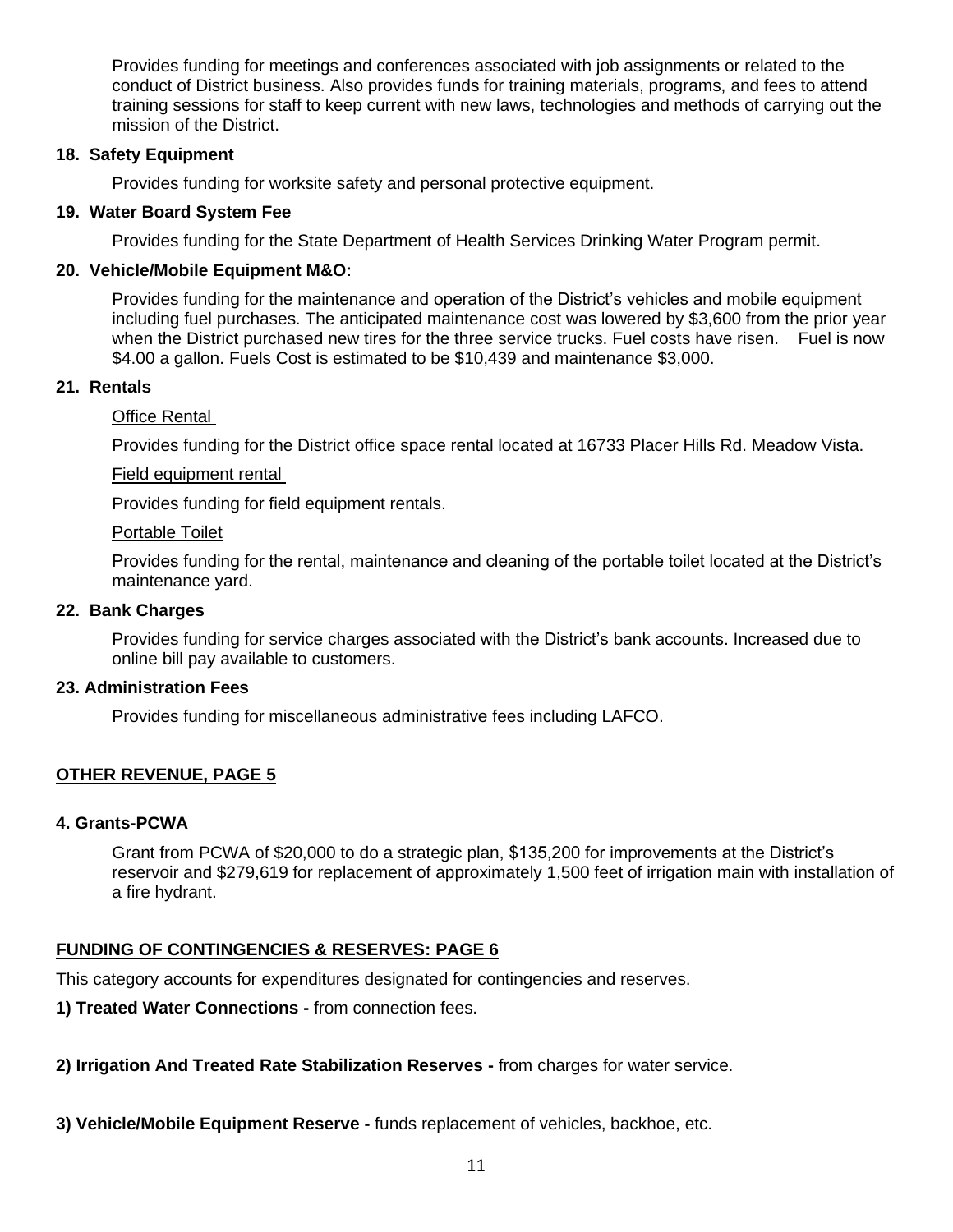Provides funding for meetings and conferences associated with job assignments or related to the conduct of District business. Also provides funds for training materials, programs, and fees to attend training sessions for staff to keep current with new laws, technologies and methods of carrying out the mission of the District.

**18. Safety Equipment**

Provides funding for worksite safety and personal protective equipment.

**19. Water Board System Fee**

Provides funding for the State Department of Health Services Drinking Water Program permit.

**20. Vehicle/Mobile Equipment M&O:**

Provides funding for the maintenance and operation of the District's vehicles and mobile equipment including fuel purchases. The anticipated maintenance cost was lowered by $3,600 from the prior year when the District purchased new tires for the three service trucks. Fuel costs have risen. Fuel is now $4.00 a gallon. Fuels Cost is estimated to be $10,439 and maintenance $3,000.

**21. Rentals**

Office Rental

Provides funding for the District office space rental located at 16733 Placer Hills Rd. Meadow Vista.

Field equipment rental

Provides funding for field equipment rentals.

Portable Toilet

Provides funding for the rental, maintenance and cleaning of the portable toilet located at the District's maintenance yard.

**22. Bank Charges**

Provides funding for service charges associated with the District's bank accounts. Increased due to online bill pay available to customers.

**23. Administration Fees**

Provides funding for miscellaneous administrative fees including LAFCO.

## OTHER REVENUE, PAGE 5

**4. Grants-PCWA**

Grant from PCWA of $20,000 to do a strategic plan, $135,200 for improvements at the District's reservoir and $279,619 for replacement of approximately 1,500 feet of irrigation main with installation of a fire hydrant.

## FUNDING OF CONTINGENCIES & RESERVES: PAGE 6

This category accounts for expenditures designated for contingencies and reserves.

**1) Treated Water Connections -** from connection fees.

**2) Irrigation And Treated Rate Stabilization Reserves -** from charges for water service.

**3) Vehicle/Mobile Equipment Reserve -** funds replacement of vehicles, backhoe, etc.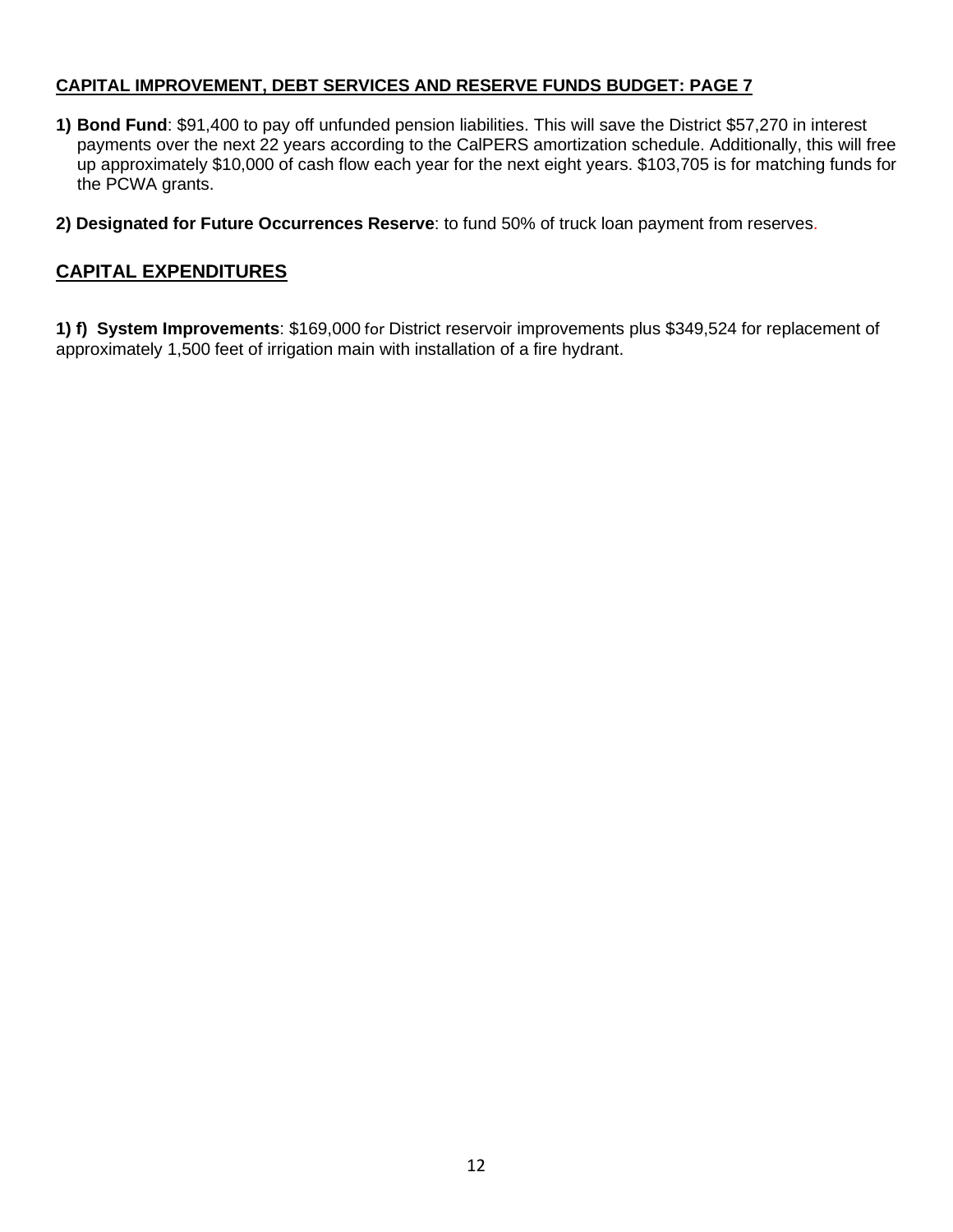**CAPITAL IMPROVEMENT, DEBT SERVICES AND RESERVE FUNDS BUDGET: PAGE 7**

1) **Bond Fund**: $91,400 to pay off unfunded pension liabilities. This will save the District $57,270 in interest payments over the next 22 years according to the CalPERS amortization schedule. Additionally, this will free up approximately $10,000 of cash flow each year for the next eight years. $103,705 is for matching funds for the PCWA grants.

2) **Designated for Future Occurrences Reserve**: to fund 50% of truck loan payment from reserves.

## CAPITAL EXPENDITURES

**1) f) System Improvements**: $169,000 for District reservoir improvements plus $349,524 for replacement of approximately 1,500 feet of irrigation main with installation of a fire hydrant.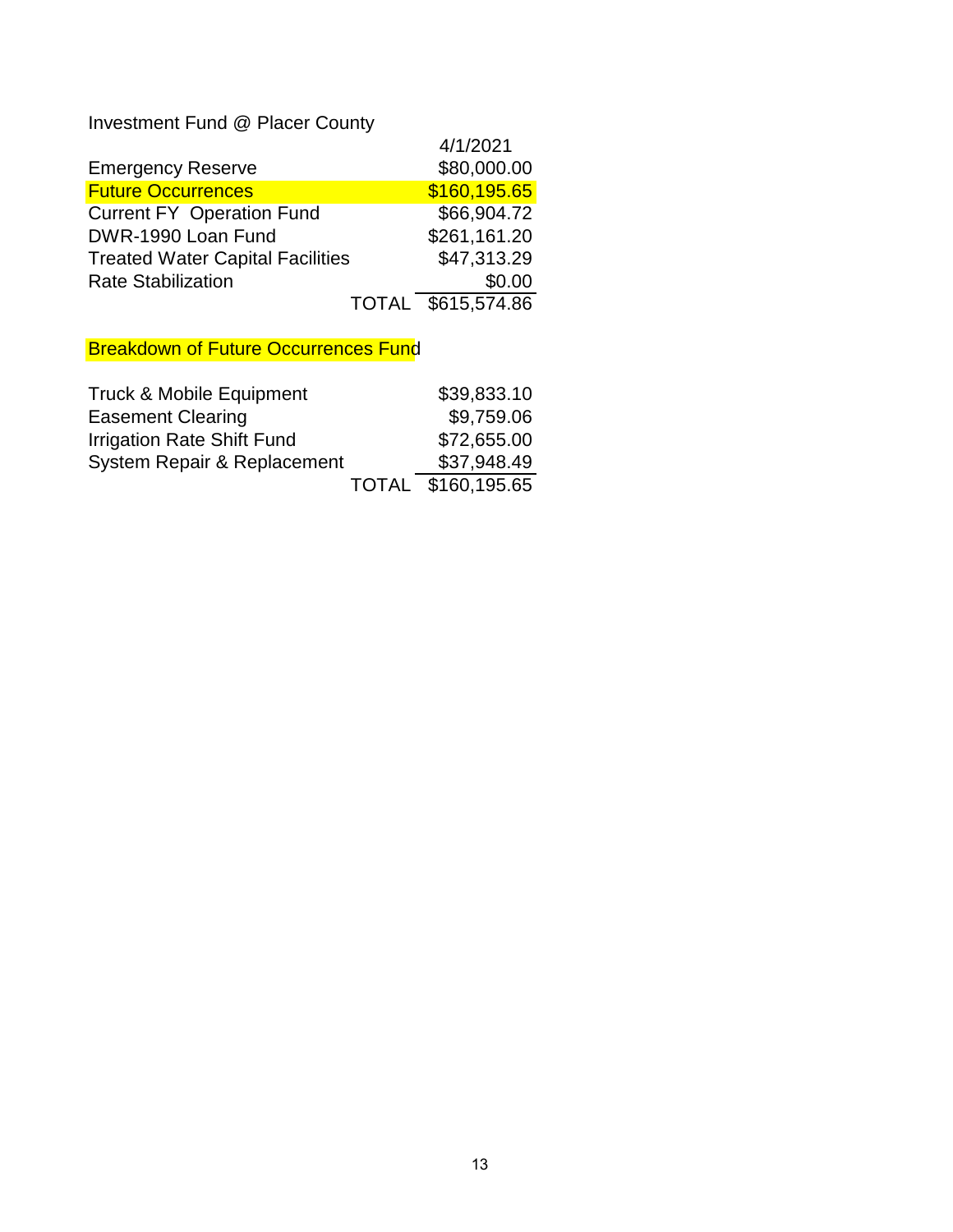Investment Fund @ Placer County

| | 4/1/2021 |
|---|---|
| Emergency Reserve | $80,000.00 |
| Future Occurrences | $160,195.65 |
| Current FY Operation Fund | $66,904.72 |
| DWR-1990 Loan Fund | $261,161.20 |
| Treated Water Capital Facilities | $47,313.29 |
| Rate Stabilization | $0.00 |
| TOTAL | $615,574.86 |

Breakdown of Future Occurrences Fund

| | |
|---|---|
| Truck & Mobile Equipment | $39,833.10 |
| Easement Clearing | $9,759.06 |
| Irrigation Rate Shift Fund | $72,655.00 |
| System Repair & Replacement | $37,948.49 |
| TOTAL | $160,195.65 |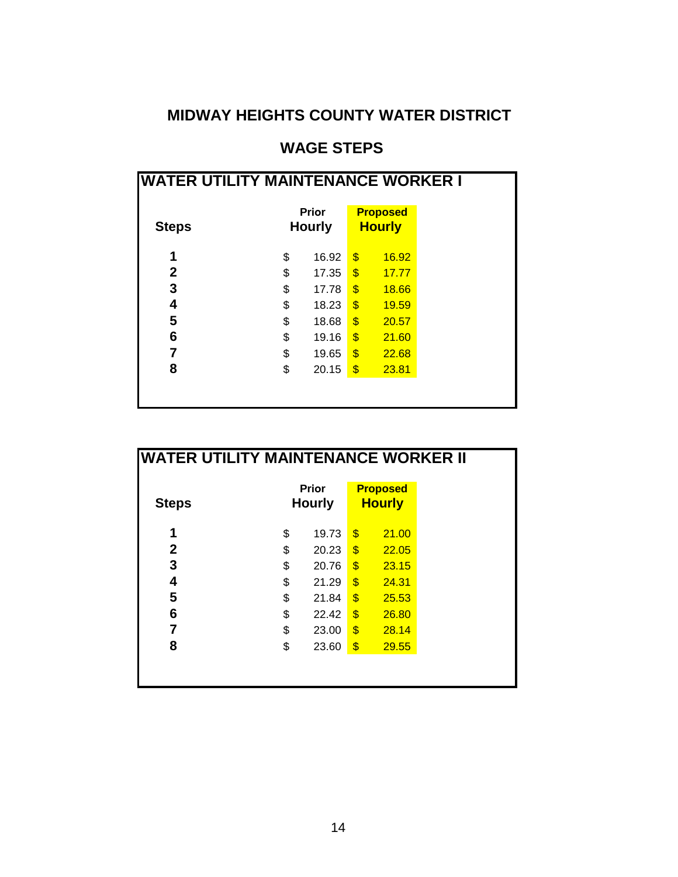# MIDWAY HEIGHTS COUNTY WATER DISTRICT

## WAGE STEPS

### WATER UTILITY MAINTENANCE WORKER I

| Steps | Prior Hourly | Proposed Hourly |
|---|---|---|
| 1 | $ 16.92 | $ 16.92 |
| 2 | $ 17.35 | $ 17.77 |
| 3 | $ 17.78 | $ 18.66 |
| 4 | $ 18.23 | $ 19.59 |
| 5 | $ 18.68 | $ 20.57 |
| 6 | $ 19.16 | $ 21.60 |
| 7 | $ 19.65 | $ 22.68 |
| 8 | $ 20.15 | $ 23.81 |

### WATER UTILITY MAINTENANCE WORKER II

| Steps | Prior Hourly | Proposed Hourly |
|---|---|---|
| 1 | $ 19.73 | $ 21.00 |
| 2 | $ 20.23 | $ 22.05 |
| 3 | $ 20.76 | $ 23.15 |
| 4 | $ 21.29 | $ 24.31 |
| 5 | $ 21.84 | $ 25.53 |
| 6 | $ 22.42 | $ 26.80 |
| 7 | $ 23.00 | $ 28.14 |
| 8 | $ 23.60 | $ 29.55 |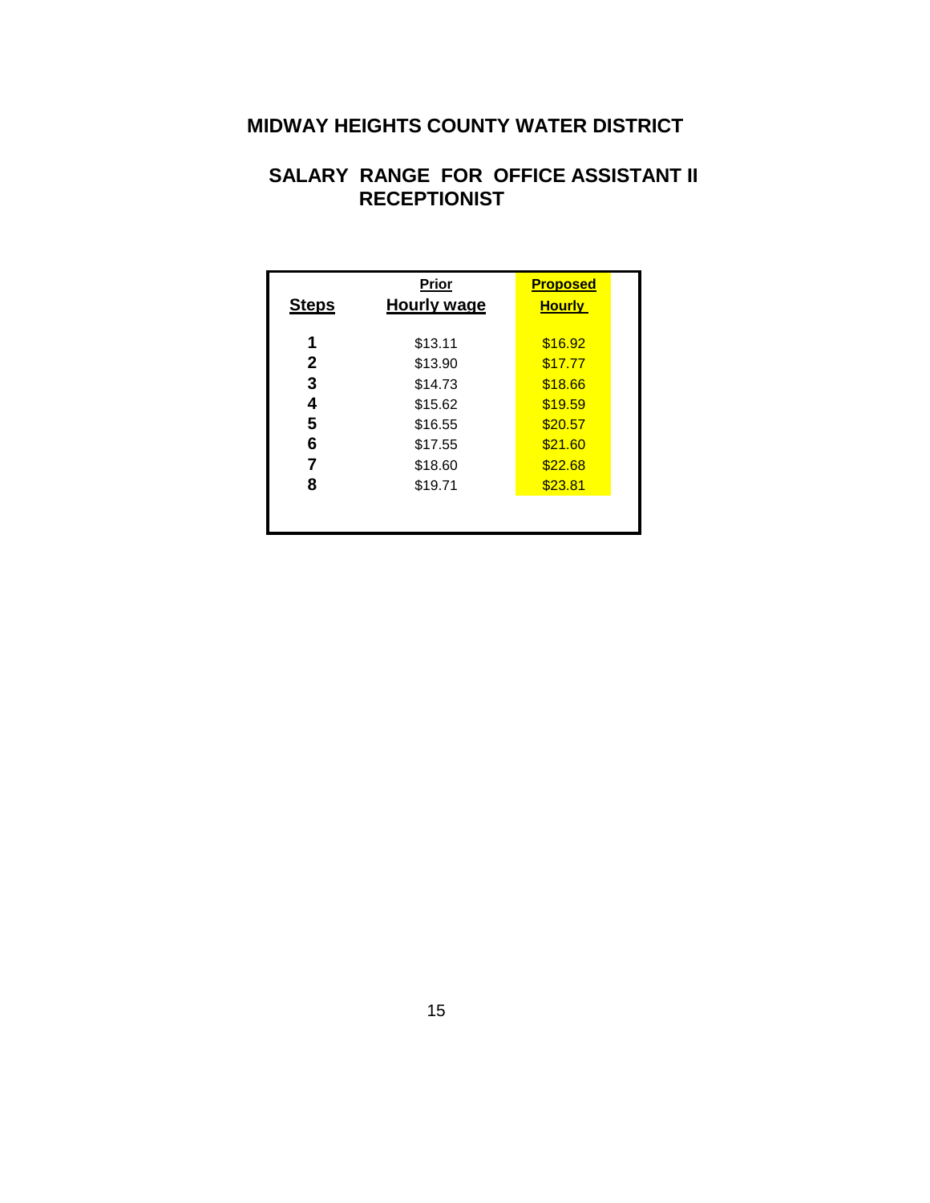# MIDWAY HEIGHTS COUNTY WATER DISTRICT

## SALARY RANGE FOR OFFICE ASSISTANT II RECEPTIONIST

| Steps | Prior Hourly wage | Proposed Hourly |
|---|---|---|
| 1 | $13.11 | $16.92 |
| 2 | $13.90 | $17.77 |
| 3 | $14.73 | $18.66 |
| 4 | $15.62 | $19.59 |
| 5 | $16.55 | $20.57 |
| 6 | $17.55 | $21.60 |
| 7 | $18.60 | $22.68 |
| 8 | $19.71 | $23.81 |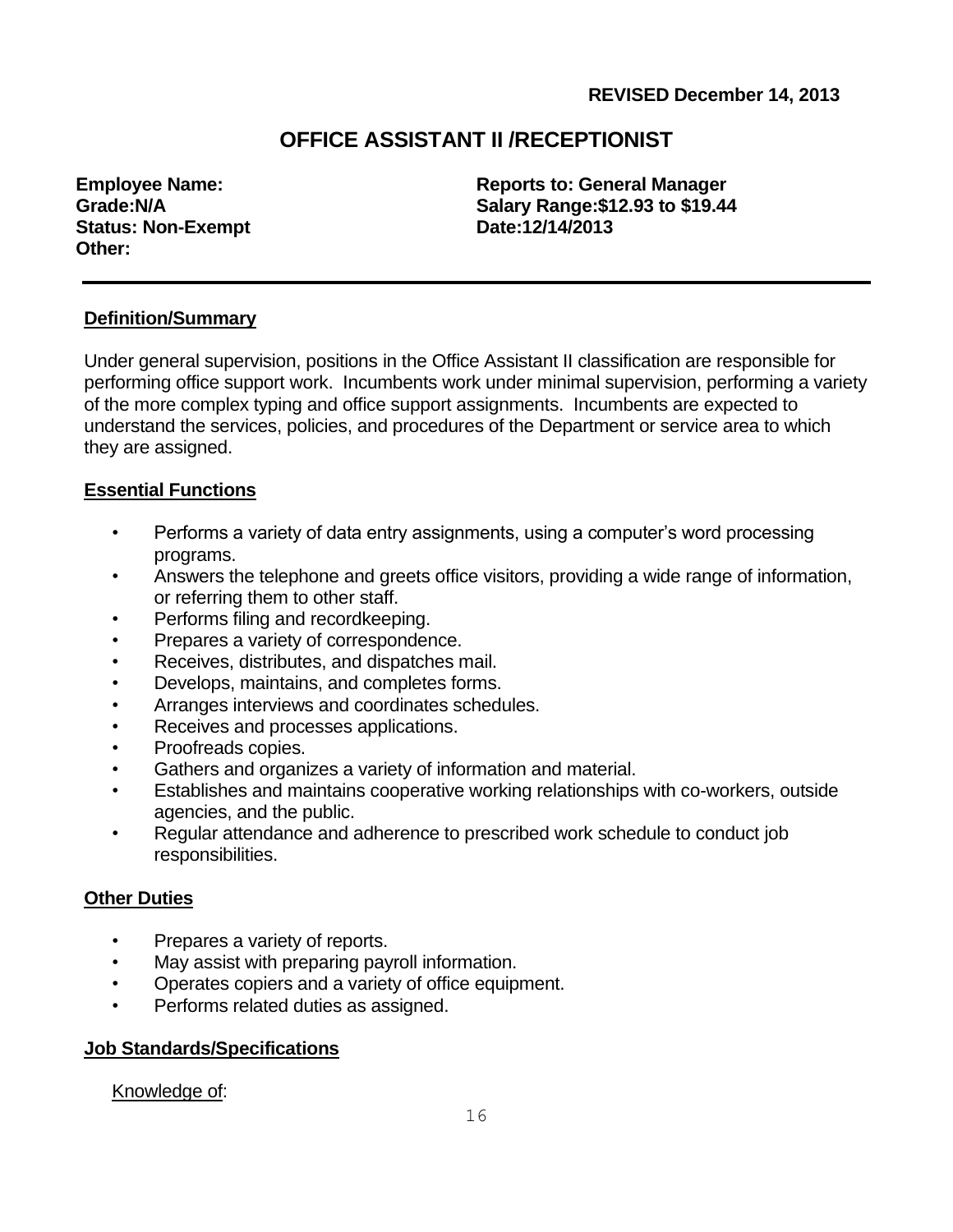**REVISED December 14, 2013**

# OFFICE ASSISTANT II /RECEPTIONIST

**Employee Name:**
**Grade:N/A**
**Status: Non-Exempt**
**Other:**

**Reports to: General Manager**
**Salary Range:$12.93 to $19.44**
**Date:12/14/2013**

---

## Definition/Summary

Under general supervision, positions in the Office Assistant II classification are responsible for performing office support work. Incumbents work under minimal supervision, performing a variety of the more complex typing and office support assignments. Incumbents are expected to understand the services, policies, and procedures of the Department or service area to which they are assigned.

## Essential Functions

- Performs a variety of data entry assignments, using a computer's word processing programs.
- Answers the telephone and greets office visitors, providing a wide range of information, or referring them to other staff.
- Performs filing and recordkeeping.
- Prepares a variety of correspondence.
- Receives, distributes, and dispatches mail.
- Develops, maintains, and completes forms.
- Arranges interviews and coordinates schedules.
- Receives and processes applications.
- Proofreads copies.
- Gathers and organizes a variety of information and material.
- Establishes and maintains cooperative working relationships with co-workers, outside agencies, and the public.
- Regular attendance and adherence to prescribed work schedule to conduct job responsibilities.

## Other Duties

- Prepares a variety of reports.
- May assist with preparing payroll information.
- Operates copiers and a variety of office equipment.
- Performs related duties as assigned.

## Job Standards/Specifications

Knowledge of: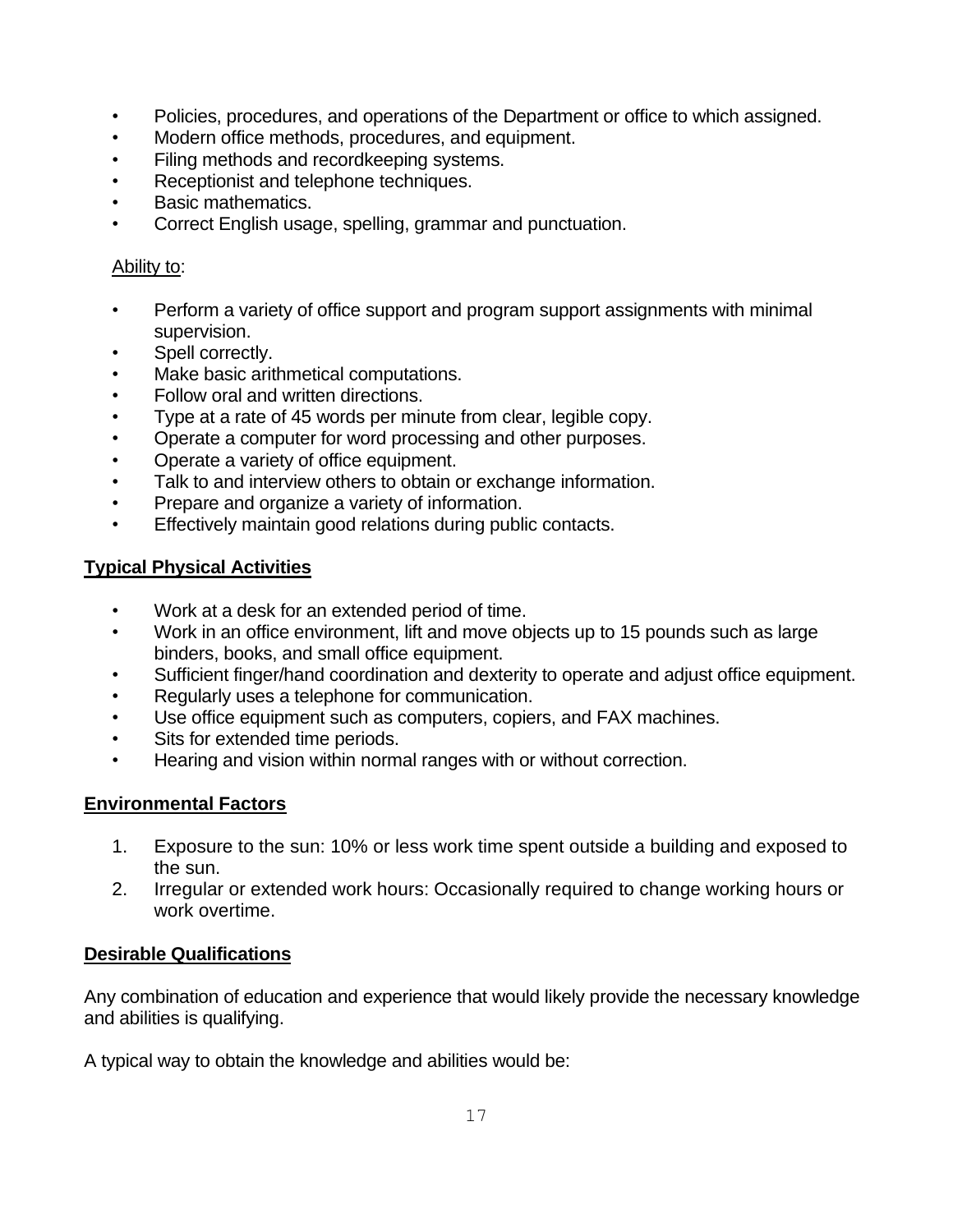- Policies, procedures, and operations of the Department or office to which assigned.
- Modern office methods, procedures, and equipment.
- Filing methods and recordkeeping systems.
- Receptionist and telephone techniques.
- Basic mathematics.
- Correct English usage, spelling, grammar and punctuation.

Ability to:

- Perform a variety of office support and program support assignments with minimal supervision.
- Spell correctly.
- Make basic arithmetical computations.
- Follow oral and written directions.
- Type at a rate of 45 words per minute from clear, legible copy.
- Operate a computer for word processing and other purposes.
- Operate a variety of office equipment.
- Talk to and interview others to obtain or exchange information.
- Prepare and organize a variety of information.
- Effectively maintain good relations during public contacts.

**Typical Physical Activities**

- Work at a desk for an extended period of time.
- Work in an office environment, lift and move objects up to 15 pounds such as large binders, books, and small office equipment.
- Sufficient finger/hand coordination and dexterity to operate and adjust office equipment.
- Regularly uses a telephone for communication.
- Use office equipment such as computers, copiers, and FAX machines.
- Sits for extended time periods.
- Hearing and vision within normal ranges with or without correction.

**Environmental Factors**

1. Exposure to the sun: 10% or less work time spent outside a building and exposed to the sun.
2. Irregular or extended work hours: Occasionally required to change working hours or work overtime.

**Desirable Qualifications**

Any combination of education and experience that would likely provide the necessary knowledge and abilities is qualifying.

A typical way to obtain the knowledge and abilities would be: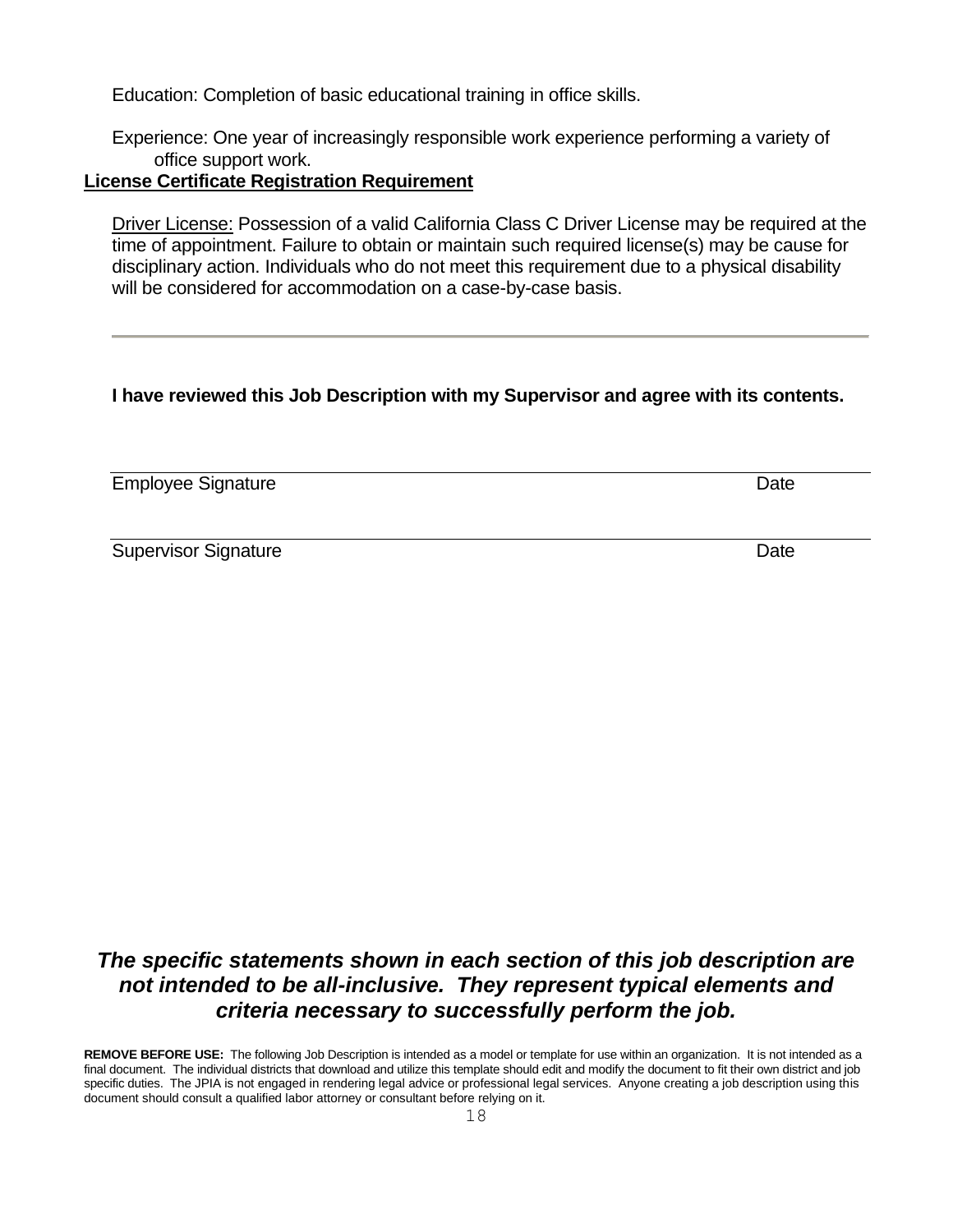Education: Completion of basic educational training in office skills.

Experience: One year of increasingly responsible work experience performing a variety of office support work.

**License Certificate Registration Requirement**

Driver License: Possession of a valid California Class C Driver License may be required at the time of appointment. Failure to obtain or maintain such required license(s) may be cause for disciplinary action. Individuals who do not meet this requirement due to a physical disability will be considered for accommodation on a case-by-case basis.

---

**I have reviewed this Job Description with my Supervisor and agree with its contents.**

Employee Signature Date

Supervisor Signature Date

***The specific statements shown in each section of this job description are not intended to be all-inclusive. They represent typical elements and criteria necessary to successfully perform the job.***

**REMOVE BEFORE USE:** The following Job Description is intended as a model or template for use within an organization. It is not intended as a final document. The individual districts that download and utilize this template should edit and modify the document to fit their own district and job specific duties. The JPIA is not engaged in rendering legal advice or professional legal services. Anyone creating a job description using this document should consult a qualified labor attorney or consultant before relying on it.